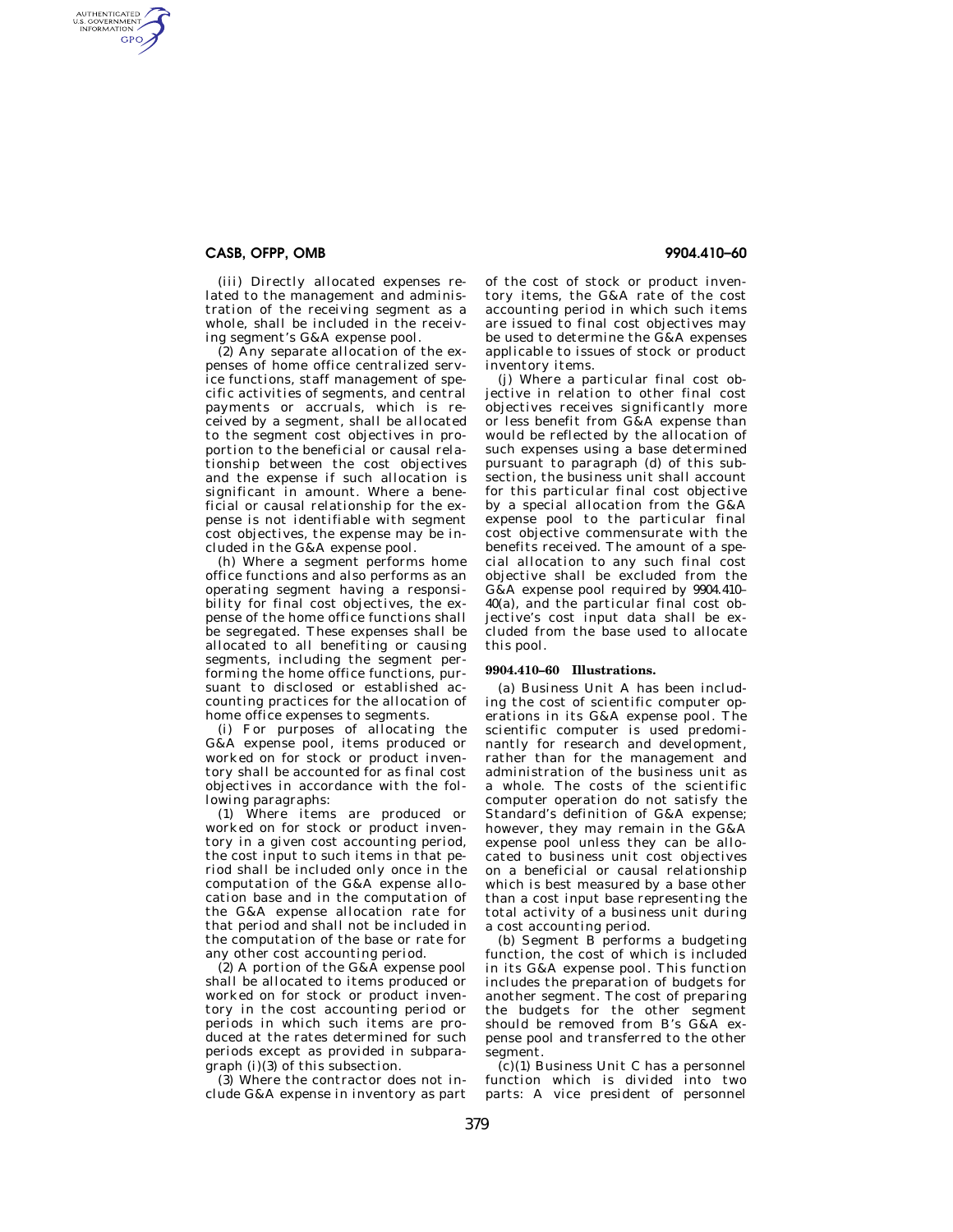(iii) Directly allocated expenses related to the management and administration of the receiving segment as a whole, shall be included in the receiving segment's G&A expense pool.

(2) Any separate allocation of the expenses of home office centralized service functions, staff management of specific activities of segments, and central payments or accruals, which is received by a segment, shall be allocated to the segment cost objectives in proportion to the beneficial or causal relationship between the cost objectives and the expense if such allocation is significant in amount. Where a beneficial or causal relationship for the expense is not identifiable with segment cost objectives, the expense may be included in the G&A expense pool.

(h) Where a segment performs home office functions and also performs as an operating segment having a responsibility for final cost objectives, the expense of the home office functions shall be segregated. These expenses shall be allocated to all benefiting or causing segments, including the segment performing the home office functions, pursuant to disclosed or established accounting practices for the allocation of home office expenses to segments.

(i) For purposes of allocating the G&A expense pool, items produced or worked on for stock or product inventory shall be accounted for as final cost objectives in accordance with the following paragraphs:

(1) Where items are produced or worked on for stock or product inventory in a given cost accounting period, the cost input to such items in that period shall be included only once in the computation of the G&A expense allocation base and in the computation of the G&A expense allocation rate for that period and shall not be included in the computation of the base or rate for any other cost accounting period.

(2) A portion of the G&A expense pool shall be allocated to items produced or worked on for stock or product inventory in the cost accounting period or periods in which such items are produced at the rates determined for such periods except as provided in subparagraph (i)(3) of this subsection.

(3) Where the contractor does not include G&A expense in inventory as part of the cost of stock or product inventory items, the G&A rate of the cost accounting period in which such items are issued to final cost objectives may be used to determine the G&A expenses applicable to issues of stock or product inventory items.

(j) Where a particular final cost objective in relation to other final cost objectives receives significantly more or less benefit from G&A expense than would be reflected by the allocation of such expenses using a base determined pursuant to paragraph (d) of this subsection, the business unit shall account for this particular final cost objective by a special allocation from the G&A expense pool to the particular final cost objective commensurate with the benefits received. The amount of a special allocation to any such final cost objective shall be excluded from the G&A expense pool required by 9904.410–40(a), and the particular final cost objective's cost input data shall be excluded from the base used to allocate this pool.

**9904.410–60 Illustrations.**

(a) Business Unit A has been including the cost of scientific computer operations in its G&A expense pool. The scientific computer is used predominantly for research and development, rather than for the management and administration of the business unit as a whole. The costs of the scientific computer operation do not satisfy the Standard's definition of G&A expense; however, they may remain in the G&A expense pool unless they can be allocated to business unit cost objectives on a beneficial or causal relationship which is best measured by a base other than a cost input base representing the total activity of a business unit during a cost accounting period.

(b) Segment B performs a budgeting function, the cost of which is included in its G&A expense pool. This function includes the preparation of budgets for another segment. The cost of preparing the budgets for the other segment should be removed from B's G&A expense pool and transferred to the other segment.

(c)(1) Business Unit C has a personnel function which is divided into two parts: A vice president of personnel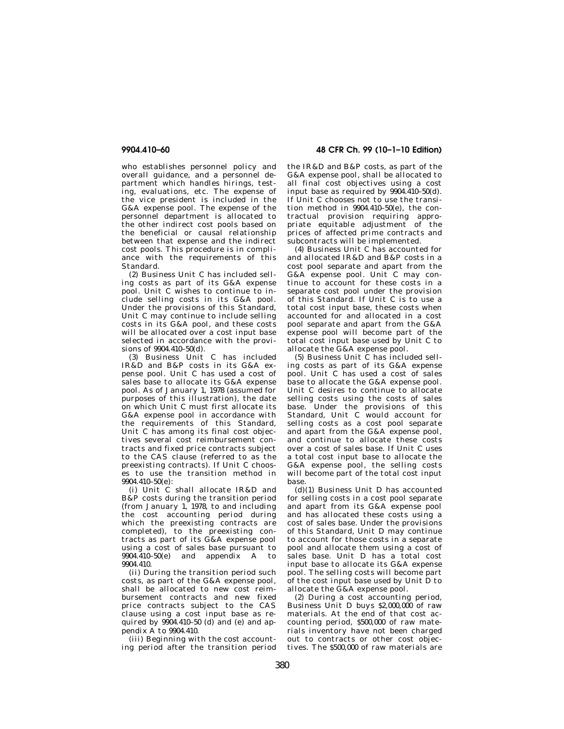who establishes personnel policy and overall guidance, and a personnel department which handles hirings, testing, evaluations, etc. The expense of the vice president is included in the G&A expense pool. The expense of the personnel department is allocated to the other indirect cost pools based on the beneficial or causal relationship between that expense and the indirect cost pools. This procedure is in compliance with the requirements of this Standard.

(2) Business Unit C has included selling costs as part of its G&A expense pool. Unit C wishes to continue to include selling costs in its G&A pool. Under the provisions of this Standard, Unit C may continue to include selling costs in its G&A pool, and these costs will be allocated over a cost input base selected in accordance with the provisions of 9904.410–50(d).

(3) Business Unit C has included IR&D and B&P costs in its G&A expense pool. Unit C has used a cost of sales base to allocate its G&A expense pool. As of January 1, 1978 (assumed for purposes of this illustration), the date on which Unit C must first allocate its G&A expense pool in accordance with the requirements of this Standard, Unit C has among its final cost objectives several cost reimbursement contracts and fixed price contracts subject to the CAS clause (referred to as the preexisting contracts). If Unit C chooses to use the transition method in 9904.410–50(e):

(i) Unit C shall allocate IR&D and B&P costs during the transition period (from January 1, 1978, to and including the cost accounting period during which the preexisting contracts are completed), to the preexisting contracts as part of its G&A expense pool using a cost of sales base pursuant to 9904.410–50(e) and appendix A to 9904.410.

(ii) During the transition period such costs, as part of the G&A expense pool, shall be allocated to new cost reimbursement contracts and new fixed price contracts subject to the CAS clause using a cost input base as required by 9904.410–50 (d) and (e) and appendix A to 9904.410.

(iii) Beginning with the cost accounting period after the transition period the IR&D and B&P costs, as part of the G&A expense pool, shall be allocated to all final cost objectives using a cost input base as required by 9904.410–50(d). If Unit C chooses not to use the transition method in 9904.410–50(e), the contractual provision requiring appropriate equitable adjustment of the prices of affected prime contracts and subcontracts will be implemented.

(4) Business Unit C has accounted for and allocated IR&D and B&P costs in a cost pool separate and apart from the G&A expense pool. Unit C may continue to account for these costs in a separate cost pool under the provision of this Standard. If Unit C is to use a total cost input base, these costs when accounted for and allocated in a cost pool separate and apart from the G&A expense pool will become part of the total cost input base used by Unit C to allocate the G&A expense pool.

(5) Business Unit C has included selling costs as part of its G&A expense pool. Unit C has used a cost of sales base to allocate the G&A expense pool. Unit C desires to continue to allocate selling costs using the costs of sales base. Under the provisions of this Standard, Unit C would account for selling costs as a cost pool separate and apart from the G&A expense pool, and continue to allocate these costs over a cost of sales base. If Unit C uses a total cost input base to allocate the G&A expense pool, the selling costs will become part of the total cost input base.

(d)(1) Business Unit D has accounted for selling costs in a cost pool separate and apart from its G&A expense pool and has allocated these costs using a cost of sales base. Under the provisions of this Standard, Unit D may continue to account for those costs in a separate pool and allocate them using a cost of sales base. Unit D has a total cost input base to allocate its G&A expense pool. The selling costs will become part of the cost input base used by Unit D to allocate the G&A expense pool.

(2) During a cost accounting period, Business Unit D buys $2,000,000 of raw materials. At the end of that cost accounting period, $500,000 of raw materials inventory have not been charged out to contracts or other cost objectives. The $500,000 of raw materials are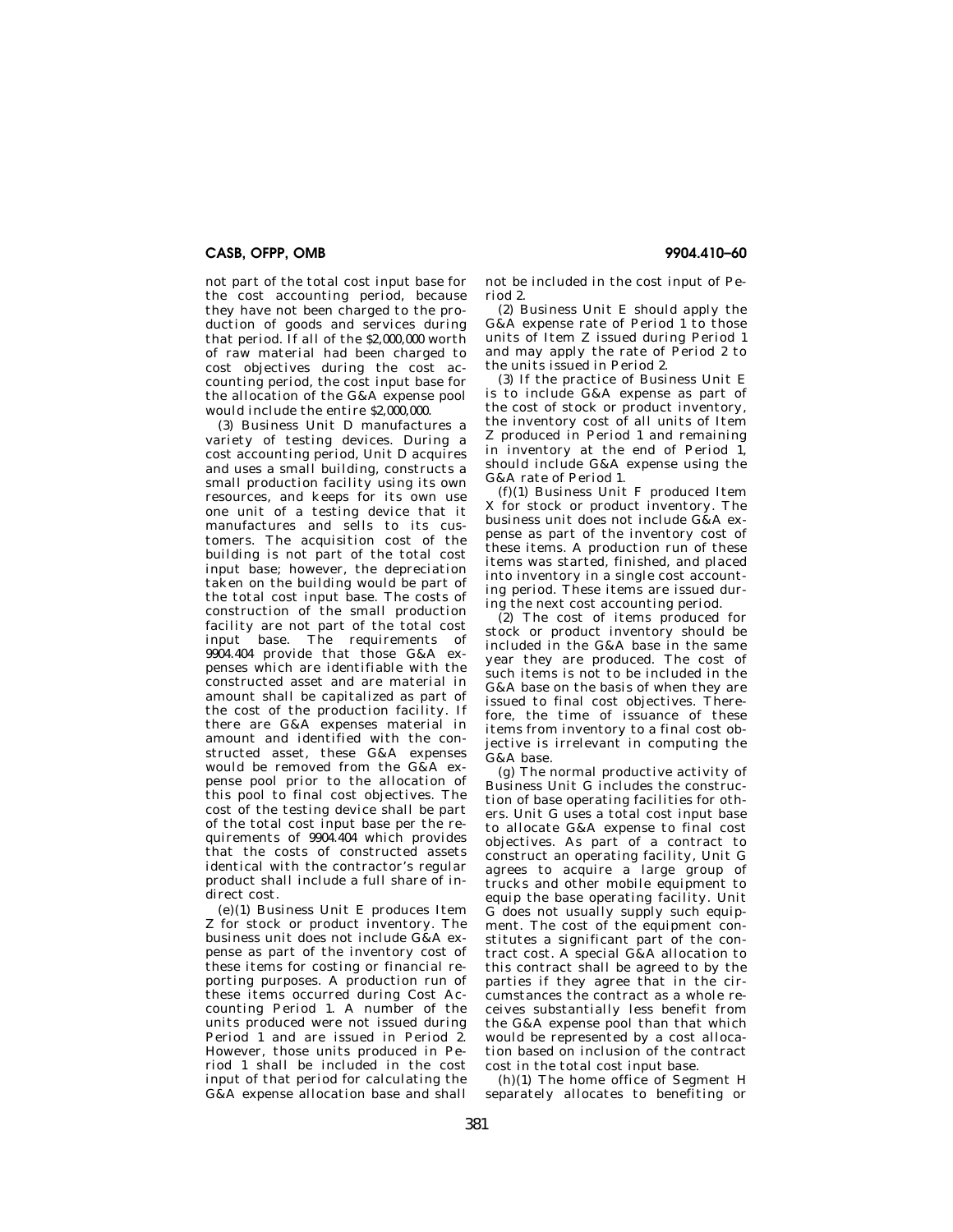not part of the total cost input base for the cost accounting period, because they have not been charged to the production of goods and services during that period. If all of the $2,000,000 worth of raw material had been charged to cost objectives during the cost accounting period, the cost input base for the allocation of the G&A expense pool would include the entire $2,000,000.

(3) Business Unit D manufactures a variety of testing devices. During a cost accounting period, Unit D acquires and uses a small building, constructs a small production facility using its own resources, and keeps for its own use one unit of a testing device that it manufactures and sells to its customers. The acquisition cost of the building is not part of the total cost input base; however, the depreciation taken on the building would be part of the total cost input base. The costs of construction of the small production facility are not part of the total cost input base. The requirements of 9904.404 provide that those G&A expenses which are identifiable with the constructed asset and are material in amount shall be capitalized as part of the cost of the production facility. If there are G&A expenses material in amount and identified with the constructed asset, these G&A expenses would be removed from the G&A expense pool prior to the allocation of this pool to final cost objectives. The cost of the testing device shall be part of the total cost input base per the requirements of 9904.404 which provides that the costs of constructed assets identical with the contractor's regular product shall include a full share of indirect cost.

(e)(1) Business Unit E produces Item Z for stock or product inventory. The business unit does not include G&A expense as part of the inventory cost of these items for costing or financial reporting purposes. A production run of these items occurred during Cost Accounting Period 1. A number of the units produced were not issued during Period 1 and are issued in Period 2. However, those units produced in Period 1 shall be included in the cost input of that period for calculating the G&A expense allocation base and shall not be included in the cost input of Period 2.

(2) Business Unit E should apply the G&A expense rate of Period 1 to those units of Item Z issued during Period 1 and may apply the rate of Period 2 to the units issued in Period 2.

(3) If the practice of Business Unit E is to include G&A expense as part of the cost of stock or product inventory, the inventory cost of all units of Item Z produced in Period 1 and remaining in inventory at the end of Period 1, should include G&A expense using the G&A rate of Period 1.

(f)(1) Business Unit F produced Item X for stock or product inventory. The business unit does not include G&A expense as part of the inventory cost of these items. A production run of these items was started, finished, and placed into inventory in a single cost accounting period. These items are issued during the next cost accounting period.

(2) The cost of items produced for stock or product inventory should be included in the G&A base in the same year they are produced. The cost of such items is not to be included in the G&A base on the basis of when they are issued to final cost objectives. Therefore, the time of issuance of these items from inventory to a final cost objective is irrelevant in computing the G&A base.

(g) The normal productive activity of Business Unit G includes the construction of base operating facilities for others. Unit G uses a total cost input base to allocate G&A expense to final cost objectives. As part of a contract to construct an operating facility, Unit G agrees to acquire a large group of trucks and other mobile equipment to equip the base operating facility. Unit G does not usually supply such equipment. The cost of the equipment constitutes a significant part of the contract cost. A special G&A allocation to this contract shall be agreed to by the parties if they agree that in the circumstances the contract as a whole receives substantially less benefit from the G&A expense pool than that which would be represented by a cost allocation based on inclusion of the contract cost in the total cost input base.

(h)(1) The home office of Segment H separately allocates to benefiting or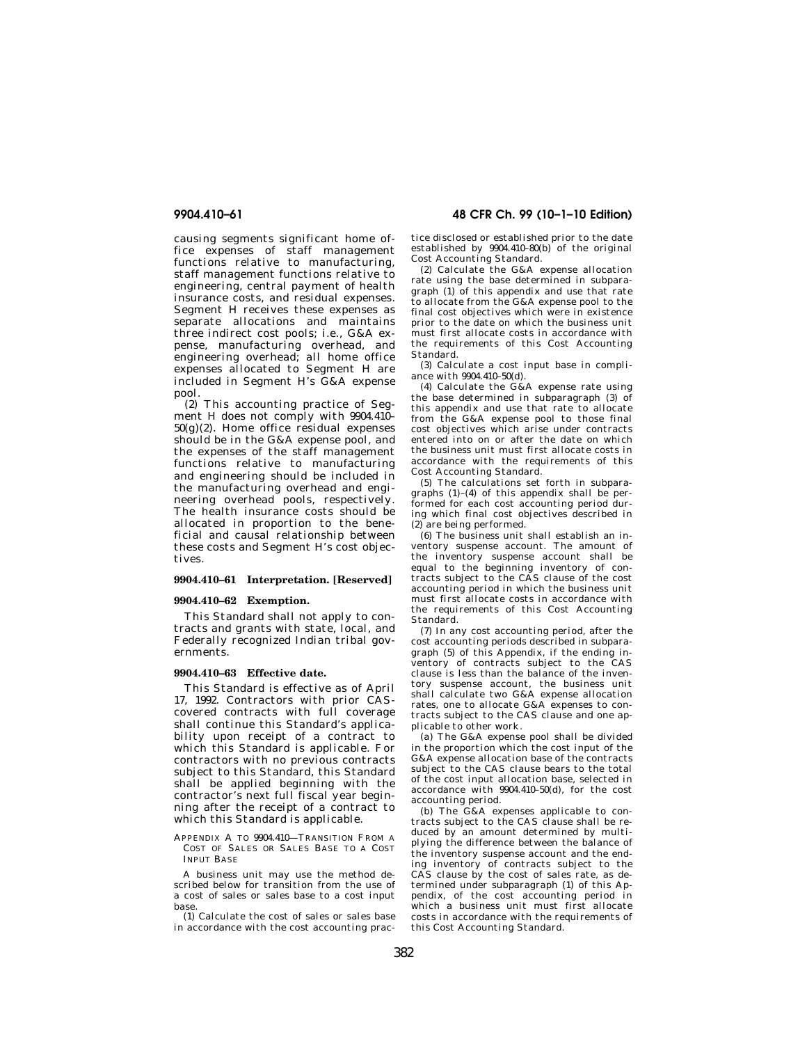causing segments significant home office expenses of staff management functions relative to manufacturing, staff management functions relative to engineering, central payment of health insurance costs, and residual expenses. Segment H receives these expenses as separate allocations and maintains three indirect cost pools; i.e., G&A expense, manufacturing overhead, and engineering overhead; all home office expenses allocated to Segment H are included in Segment H's G&A expense pool.

(2) This accounting practice of Segment H does not comply with 9904.410–50(g)(2). Home office residual expenses should be in the G&A expense pool, and the expenses of the staff management functions relative to manufacturing and engineering should be included in the manufacturing overhead and engineering overhead pools, respectively. The health insurance costs should be allocated in proportion to the beneficial and causal relationship between these costs and Segment H's cost objectives.

### 9904.410–61 Interpretation. [Reserved]

### 9904.410–62 Exemption.

This Standard shall not apply to contracts and grants with state, local, and Federally recognized Indian tribal governments.

### 9904.410–63 Effective date.

This Standard is effective as of April 17, 1992. Contractors with prior CAS-covered contracts with full coverage shall continue this Standard's applicability upon receipt of a contract to which this Standard is applicable. For contractors with no previous contracts subject to this Standard, this Standard shall be applied beginning with the contractor's next full fiscal year beginning after the receipt of a contract to which this Standard is applicable.

APPENDIX A TO 9904.410—TRANSITION FROM A COST OF SALES OR SALES BASE TO A COST INPUT BASE

A business unit may use the method described below for transition from the use of a cost of sales or sales base to a cost input base.

(1) Calculate the cost of sales or sales base in accordance with the cost accounting practice disclosed or established prior to the date established by 9904.410–80(b) of the original Cost Accounting Standard.

(2) Calculate the G&A expense allocation rate using the base determined in subparagraph (1) of this appendix and use that rate to allocate from the G&A expense pool to the final cost objectives which were in existence prior to the date on which the business unit must first allocate costs in accordance with the requirements of this Cost Accounting Standard.

(3) Calculate a cost input base in compliance with 9904.410–50(d).

(4) Calculate the G&A expense rate using the base determined in subparagraph (3) of this appendix and use that rate to allocate from the G&A expense pool to those final cost objectives which arise under contracts entered into on or after the date on which the business unit must first allocate costs in accordance with the requirements of this Cost Accounting Standard.

(5) The calculations set forth in subparagraphs (1)–(4) of this appendix shall be performed for each cost accounting period during which final cost objectives described in (2) are being performed.

(6) The business unit shall establish an inventory suspense account. The amount of the inventory suspense account shall be equal to the beginning inventory of contracts subject to the CAS clause of the cost accounting period in which the business unit must first allocate costs in accordance with the requirements of this Cost Accounting Standard.

(7) In any cost accounting period, after the cost accounting periods described in subparagraph (5) of this Appendix, if the ending inventory of contracts subject to the CAS clause is less than the balance of the inventory suspense account, the business unit shall calculate two G&A expense allocation rates, one to allocate G&A expenses to contracts subject to the CAS clause and one applicable to other work.

(a) The G&A expense pool shall be divided in the proportion which the cost input of the G&A expense allocation base of the contracts subject to the CAS clause bears to the total of the cost input allocation base, selected in accordance with 9904.410–50(d), for the cost accounting period.

(b) The G&A expenses applicable to contracts subject to the CAS clause shall be reduced by an amount determined by multiplying the difference between the balance of the inventory suspense account and the ending inventory of contracts subject to the CAS clause by the cost of sales rate, as determined under subparagraph (1) of this Appendix, of the cost accounting period in which a business unit must first allocate costs in accordance with the requirements of this Cost Accounting Standard.